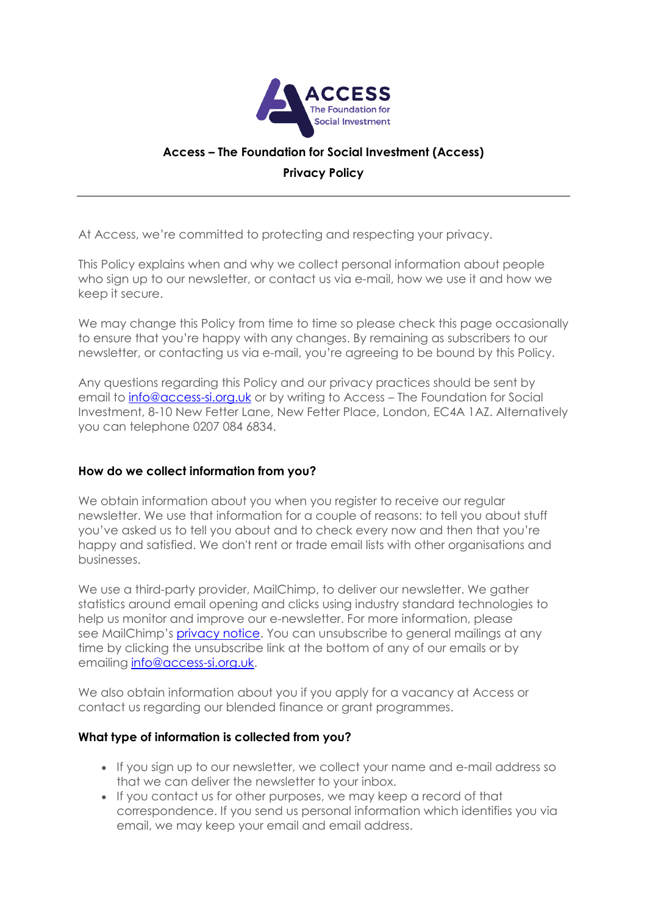# Access – The Foundation for Social Investment (Access)

## Privacy Policy

---

At Access, we're committed to protecting and respecting your privacy.

This Policy explains when and why we collect personal information about people who sign up to our newsletter, or contact us via e-mail, how we use it and how we keep it secure.

We may change this Policy from time to time so please check this page occasionally to ensure that you're happy with any changes. By remaining as subscribers to our newsletter, or contacting us via e-mail, you're agreeing to be bound by this Policy.

Any questions regarding this Policy and our privacy practices should be sent by email to info@access-si.org.uk or by writing to Access – The Foundation for Social Investment, 8-10 New Fetter Lane, New Fetter Place, London, EC4A 1AZ. Alternatively you can telephone 0207 084 6834.

### How do we collect information from you?

We obtain information about you when you register to receive our regular newsletter. We use that information for a couple of reasons: to tell you about stuff you've asked us to tell you about and to check every now and then that you're happy and satisfied. We don't rent or trade email lists with other organisations and businesses.

We use a third-party provider, MailChimp, to deliver our newsletter. We gather statistics around email opening and clicks using industry standard technologies to help us monitor and improve our e-newsletter. For more information, please see MailChimp's privacy notice. You can unsubscribe to general mailings at any time by clicking the unsubscribe link at the bottom of any of our emails or by emailing info@access-si.org.uk.

We also obtain information about you if you apply for a vacancy at Access or contact us regarding our blended finance or grant programmes.

### What type of information is collected from you?

- If you sign up to our newsletter, we collect your name and e-mail address so that we can deliver the newsletter to your inbox.
- If you contact us for other purposes, we may keep a record of that correspondence. If you send us personal information which identifies you via email, we may keep your email and email address.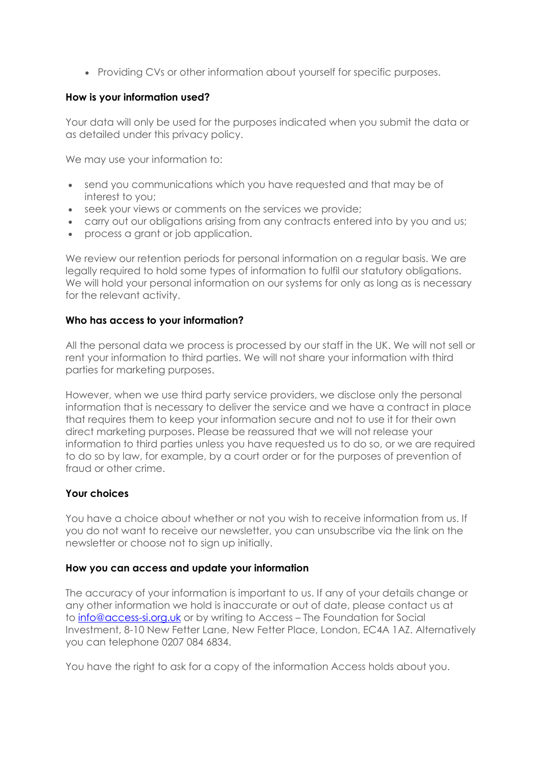- Providing CVs or other information about yourself for specific purposes.

**How is your information used?**

Your data will only be used for the purposes indicated when you submit the data or as detailed under this privacy policy.

We may use your information to:

- send you communications which you have requested and that may be of interest to you;
- seek your views or comments on the services we provide;
- carry out our obligations arising from any contracts entered into by you and us;
- process a grant or job application.

We review our retention periods for personal information on a regular basis. We are legally required to hold some types of information to fulfil our statutory obligations. We will hold your personal information on our systems for only as long as is necessary for the relevant activity.

**Who has access to your information?**

All the personal data we process is processed by our staff in the UK. We will not sell or rent your information to third parties. We will not share your information with third parties for marketing purposes.

However, when we use third party service providers, we disclose only the personal information that is necessary to deliver the service and we have a contract in place that requires them to keep your information secure and not to use it for their own direct marketing purposes. Please be reassured that we will not release your information to third parties unless you have requested us to do so, or we are required to do so by law, for example, by a court order or for the purposes of prevention of fraud or other crime.

**Your choices**

You have a choice about whether or not you wish to receive information from us. If you do not want to receive our newsletter, you can unsubscribe via the link on the newsletter or choose not to sign up initially.

**How you can access and update your information**

The accuracy of your information is important to us. If any of your details change or any other information we hold is inaccurate or out of date, please contact us at to info@access-si.org.uk or by writing to Access – The Foundation for Social Investment, 8-10 New Fetter Lane, New Fetter Place, London, EC4A 1AZ. Alternatively you can telephone 0207 084 6834.

You have the right to ask for a copy of the information Access holds about you.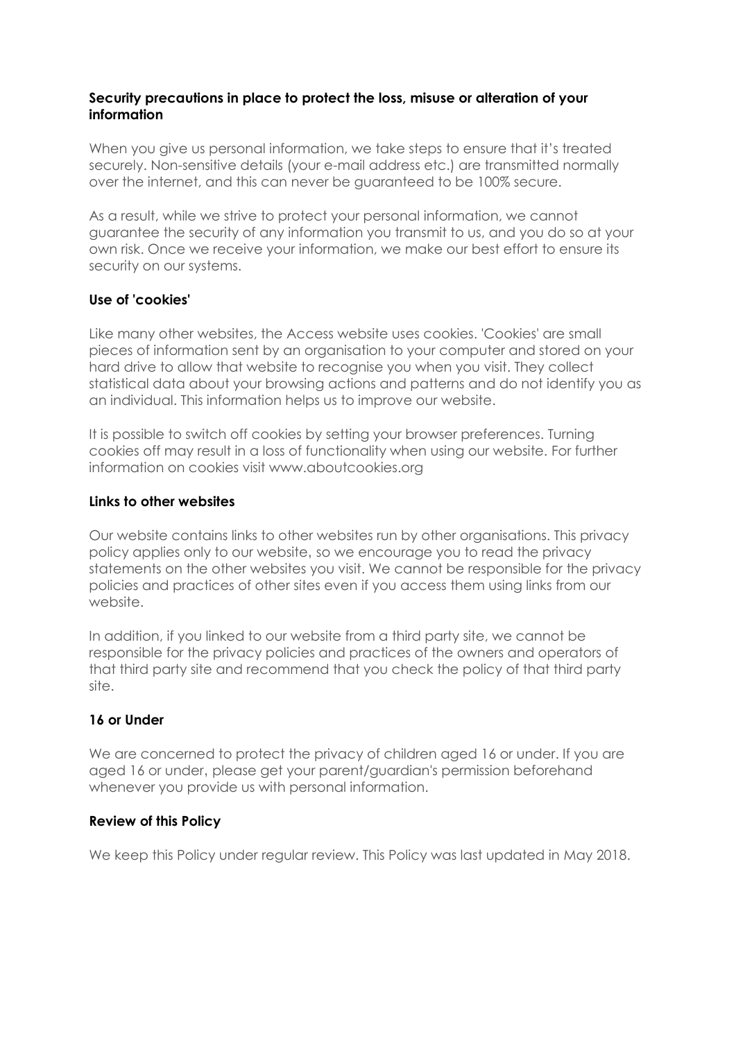**Security precautions in place to protect the loss, misuse or alteration of your information**

When you give us personal information, we take steps to ensure that it's treated securely. Non-sensitive details (your e-mail address etc.) are transmitted normally over the internet, and this can never be guaranteed to be 100% secure.

As a result, while we strive to protect your personal information, we cannot guarantee the security of any information you transmit to us, and you do so at your own risk. Once we receive your information, we make our best effort to ensure its security on our systems.

**Use of 'cookies'**

Like many other websites, the Access website uses cookies. 'Cookies' are small pieces of information sent by an organisation to your computer and stored on your hard drive to allow that website to recognise you when you visit. They collect statistical data about your browsing actions and patterns and do not identify you as an individual. This information helps us to improve our website.

It is possible to switch off cookies by setting your browser preferences. Turning cookies off may result in a loss of functionality when using our website. For further information on cookies visit www.aboutcookies.org

**Links to other websites**

Our website contains links to other websites run by other organisations. This privacy policy applies only to our website, so we encourage you to read the privacy statements on the other websites you visit. We cannot be responsible for the privacy policies and practices of other sites even if you access them using links from our website.

In addition, if you linked to our website from a third party site, we cannot be responsible for the privacy policies and practices of the owners and operators of that third party site and recommend that you check the policy of that third party site.

**16 or Under**

We are concerned to protect the privacy of children aged 16 or under. If you are aged 16 or under, please get your parent/guardian's permission beforehand whenever you provide us with personal information.

**Review of this Policy**

We keep this Policy under regular review. This Policy was last updated in May 2018.